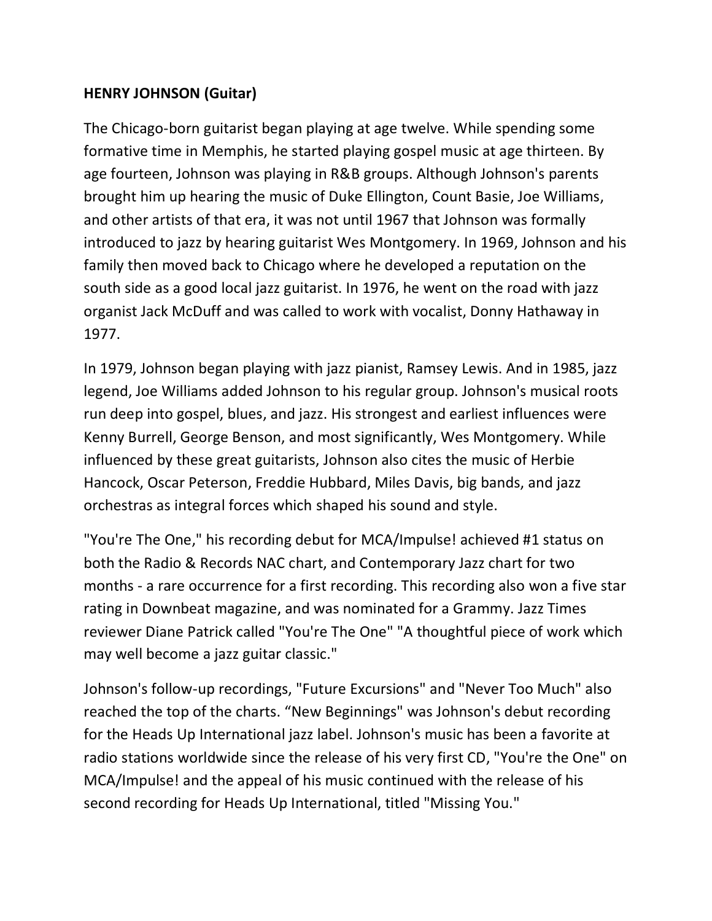**HENRY JOHNSON (Guitar)**

The Chicago-born guitarist began playing at age twelve. While spending some formative time in Memphis, he started playing gospel music at age thirteen. By age fourteen, Johnson was playing in R&B groups. Although Johnson's parents brought him up hearing the music of Duke Ellington, Count Basie, Joe Williams, and other artists of that era, it was not until 1967 that Johnson was formally introduced to jazz by hearing guitarist Wes Montgomery. In 1969, Johnson and his family then moved back to Chicago where he developed a reputation on the south side as a good local jazz guitarist. In 1976, he went on the road with jazz organist Jack McDuff and was called to work with vocalist, Donny Hathaway in 1977.

In 1979, Johnson began playing with jazz pianist, Ramsey Lewis. And in 1985, jazz legend, Joe Williams added Johnson to his regular group. Johnson's musical roots run deep into gospel, blues, and jazz. His strongest and earliest influences were Kenny Burrell, George Benson, and most significantly, Wes Montgomery. While influenced by these great guitarists, Johnson also cites the music of Herbie Hancock, Oscar Peterson, Freddie Hubbard, Miles Davis, big bands, and jazz orchestras as integral forces which shaped his sound and style.

"You're The One," his recording debut for MCA/Impulse! achieved #1 status on both the Radio & Records NAC chart, and Contemporary Jazz chart for two months - a rare occurrence for a first recording. This recording also won a five star rating in Downbeat magazine, and was nominated for a Grammy. Jazz Times reviewer Diane Patrick called "You're The One" "A thoughtful piece of work which may well become a jazz guitar classic."

Johnson's follow-up recordings, "Future Excursions" and "Never Too Much" also reached the top of the charts. “New Beginnings" was Johnson's debut recording for the Heads Up International jazz label. Johnson's music has been a favorite at radio stations worldwide since the release of his very first CD, "You're the One" on MCA/Impulse! and the appeal of his music continued with the release of his second recording for Heads Up International, titled "Missing You."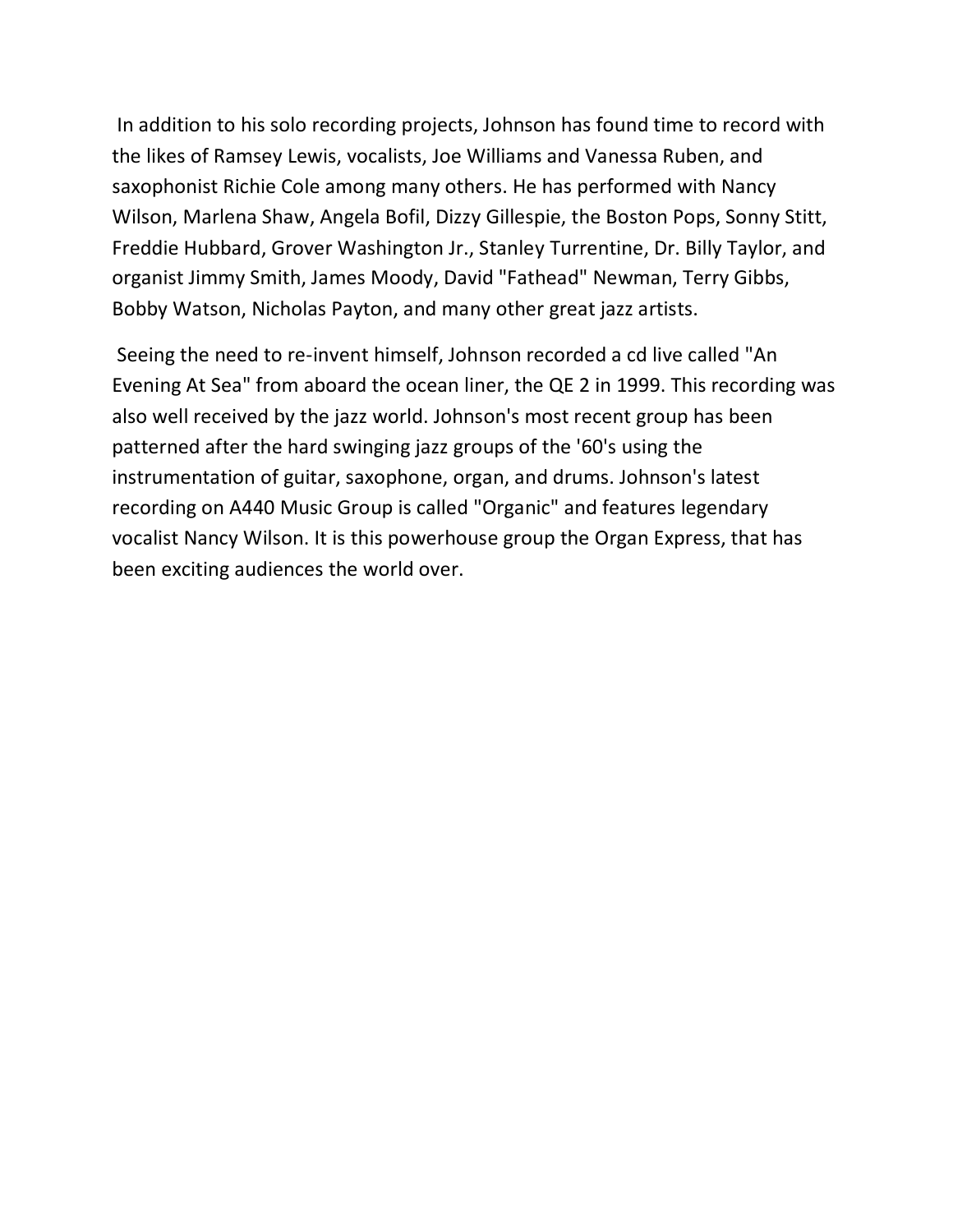In addition to his solo recording projects, Johnson has found time to record with the likes of Ramsey Lewis, vocalists, Joe Williams and Vanessa Ruben, and saxophonist Richie Cole among many others. He has performed with Nancy Wilson, Marlena Shaw, Angela Bofil, Dizzy Gillespie, the Boston Pops, Sonny Stitt, Freddie Hubbard, Grover Washington Jr., Stanley Turrentine, Dr. Billy Taylor, and organist Jimmy Smith, James Moody, David "Fathead" Newman, Terry Gibbs, Bobby Watson, Nicholas Payton, and many other great jazz artists.

Seeing the need to re-invent himself, Johnson recorded a cd live called "An Evening At Sea" from aboard the ocean liner, the QE 2 in 1999. This recording was also well received by the jazz world. Johnson's most recent group has been patterned after the hard swinging jazz groups of the '60's using the instrumentation of guitar, saxophone, organ, and drums. Johnson's latest recording on A440 Music Group is called "Organic" and features legendary vocalist Nancy Wilson. It is this powerhouse group the Organ Express, that has been exciting audiences the world over.